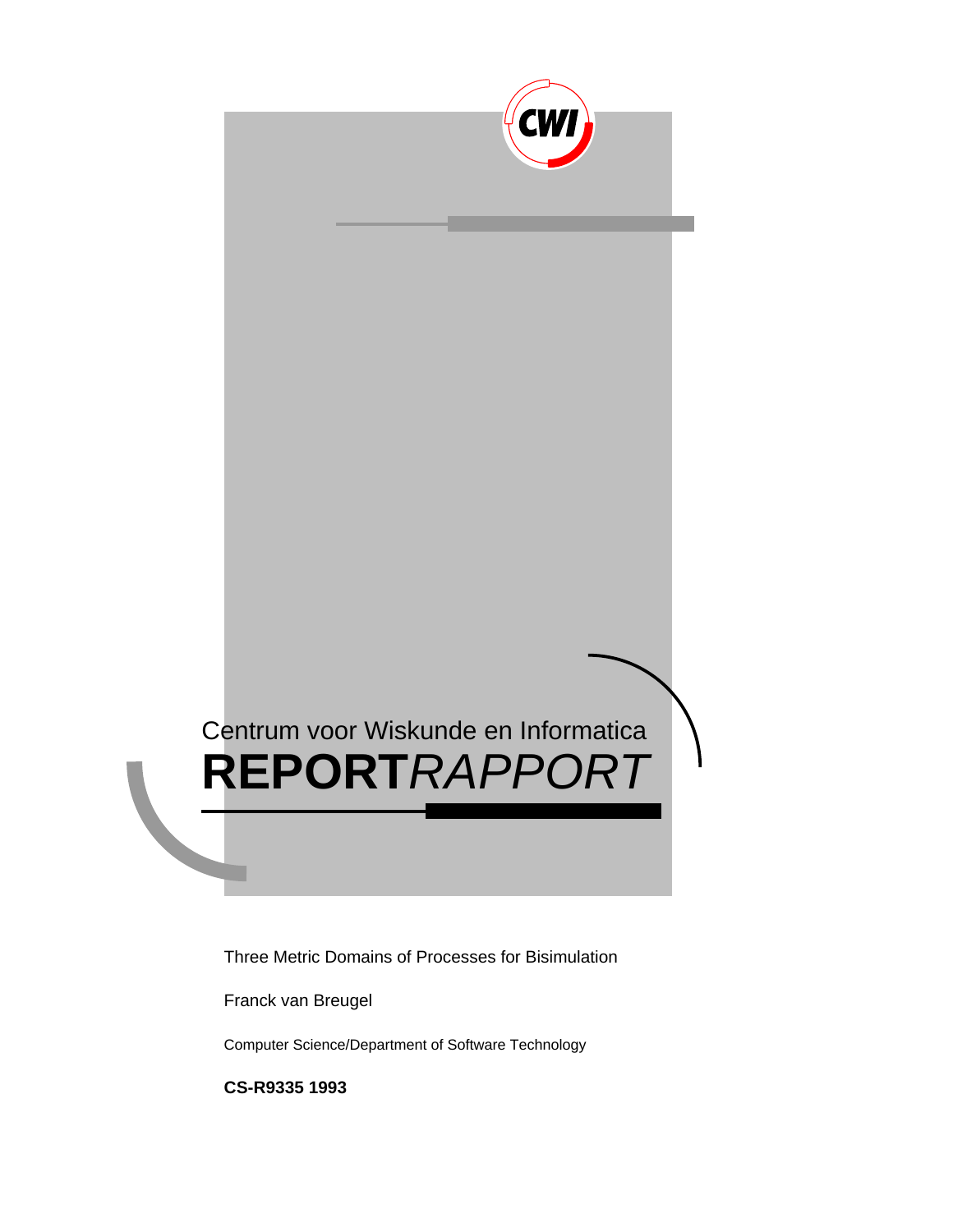Centrum voor Wiskunde en Informatica

**REPORT***RAPPORT*

Three Metric Domains of Processes for Bisimulation

Franck van Breugel

Computer Science/Department of Software Technology

**CS-R9335 1993**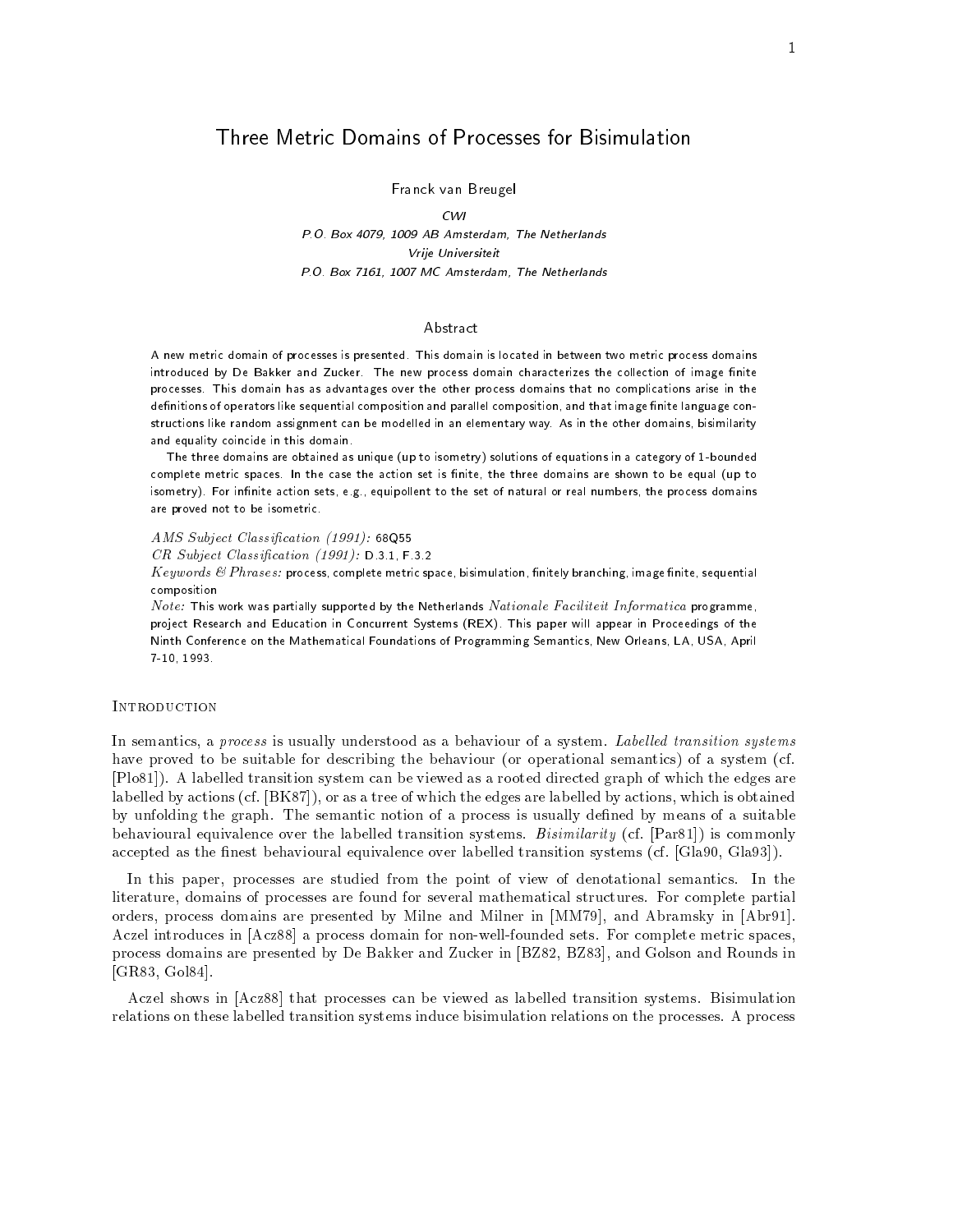// Three Metric Domains of Processes for Bisimulation

Franck van Breugel

*CWI*
*P.O. Box 4079, 1009 AB Amsterdam, The Netherlands*
*Vrije Universiteit*
*P.O. Box 7161, 1007 MC Amsterdam, The Netherlands*

## Abstract

A new metric domain of processes is presented. This domain is located in between two metric process domains introduced by De Bakker and Zucker. The new process domain characterizes the collection of image finite processes. This domain has as advantages over the other process domains that no complications arise in the definitions of operators like sequential composition and parallel composition, and that image finite language constructions like random assignment can be modelled in an elementary way. As in the other domains, bisimilarity and equality coincide in this domain.

The three domains are obtained as unique (up to isometry) solutions of equations in a category of 1-bounded complete metric spaces. In the case the action set is finite, the three domains are shown to be equal (up to isometry). For infinite action sets, e.g., equipollent to the set of natural or real numbers, the process domains are proved not to be isometric.

*AMS Subject Classification (1991):* 68Q55
*CR Subject Classification (1991):* D.3.1, F.3.2
*Keywords & Phrases:* process, complete metric space, bisimulation, finitely branching, image finite, sequential composition
*Note:* This work was partially supported by the Netherlands *Nationale Faciliteit Informatica* programme, project Research and Education in Concurrent Systems (REX). This paper will appear in Proceedings of the Ninth Conference on the Mathematical Foundations of Programming Semantics, New Orleans, LA, USA, April 7-10, 1993.

## Introduction

In semantics, a *process* is usually understood as a behaviour of a system. *Labelled transition systems* have proved to be suitable for describing the behaviour (or operational semantics) of a system (cf. [Plo81]). A labelled transition system can be viewed as a rooted directed graph of which the edges are labelled by actions (cf. [BK87]), or as a tree of which the edges are labelled by actions, which is obtained by unfolding the graph. The semantic notion of a process is usually defined by means of a suitable behavioural equivalence over the labelled transition systems. *Bisimilarity* (cf. [Par81]) is commonly accepted as the finest behavioural equivalence over labelled transition systems (cf. [Gla90, Gla93]).

In this paper, processes are studied from the point of view of denotational semantics. In the literature, domains of processes are found for several mathematical structures. For complete partial orders, process domains are presented by Milne and Milner in [MM79], and Abramsky in [Abr91]. Aczel introduces in [Acz88] a process domain for non-well-founded sets. For complete metric spaces, process domains are presented by De Bakker and Zucker in [BZ82, BZ83], and Golson and Rounds in [GR83, Gol84].

Aczel shows in [Acz88] that processes can be viewed as labelled transition systems. Bisimulation relations on these labelled transition systems induce bisimulation relations on the processes. A process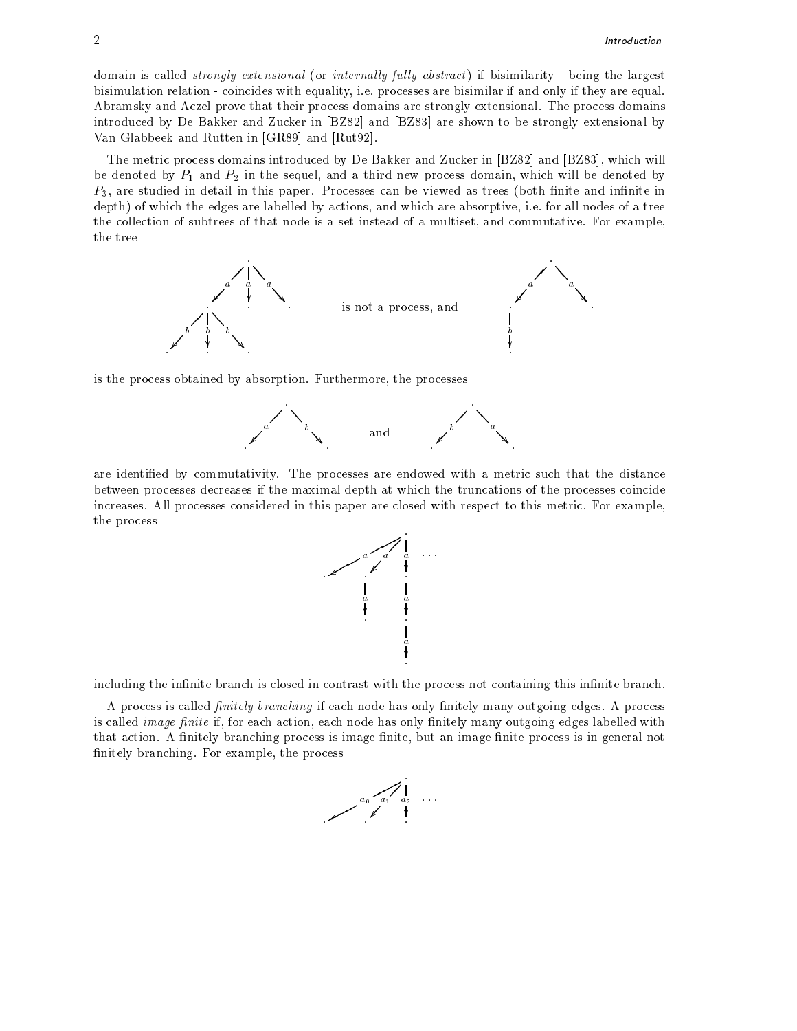domain is called *strongly extensional* (or *internally fully abstract*) if bisimilarity - being the largest bisimulation relation - coincides with equality, i.e. processes are bisimilar if and only if they are equal. Abramsky and Aczel prove that their process domains are strongly extensional. The process domains introduced by De Bakker and Zucker in [BZ82] and [BZ83] are shown to be strongly extensional by Van Glabbeek and Rutten in [GR89] and [Rut92].

The metric process domains introduced by De Bakker and Zucker in [BZ82] and [BZ83], which will be denoted by $P_1$ and $P_2$ in the sequel, and a third new process domain, which will be denoted by $P_3$, are studied in detail in this paper. Processes can be viewed as trees (both finite and infinite in depth) of which the edges are labelled by actions, and which are absorptive, i.e. for all nodes of a tree the collection of subtrees of that node is a set instead of a multiset, and commutative. For example, the tree

is not a process, and

is the process obtained by absorption. Furthermore, the processes

and

are identified by commutativity. The processes are endowed with a metric such that the distance between processes decreases if the maximal depth at which the truncations of the processes coincide increases. All processes considered in this paper are closed with respect to this metric. For example, the process

including the infinite branch is closed in contrast with the process not containing this infinite branch.

A process is called *finitely branching* if each node has only finitely many outgoing edges. A process is called *image finite* if, for each action, each node has only finitely many outgoing edges labelled with that action. A finitely branching process is image finite, but an image finite process is in general not finitely branching. For example, the process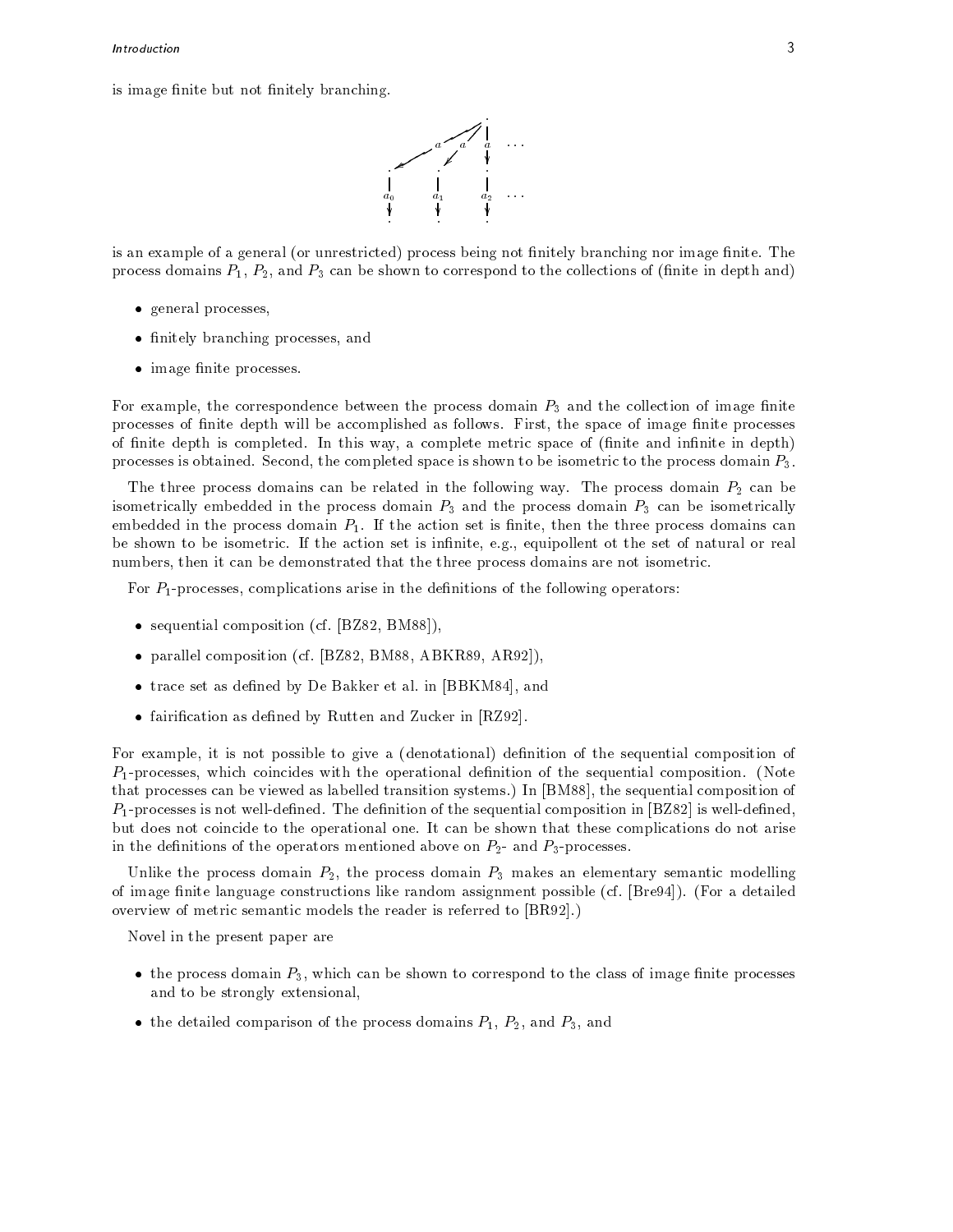is image finite but not finitely branching.

is an example of a general (or unrestricted) process being not finitely branching nor image finite. The process domains $P_1$, $P_2$, and $P_3$ can be shown to correspond to the collections of (finite in depth and)

- general processes,
- finitely branching processes, and
- image finite processes.

For example, the correspondence between the process domain $P_3$ and the collection of image finite processes of finite depth will be accomplished as follows. First, the space of image finite processes of finite depth is completed. In this way, a complete metric space of (finite and infinite in depth) processes is obtained. Second, the completed space is shown to be isometric to the process domain $P_3$.

The three process domains can be related in the following way. The process domain $P_2$ can be isometrically embedded in the process domain $P_3$ and the process domain $P_3$ can be isometrically embedded in the process domain $P_1$. If the action set is finite, then the three process domains can be shown to be isometric. If the action set is infinite, e.g., equipollent ot the set of natural or real numbers, then it can be demonstrated that the three process domains are not isometric.

For $P_1$-processes, complications arise in the definitions of the following operators:

- sequential composition (cf. [BZ82, BM88]),
- parallel composition (cf. [BZ82, BM88, ABKR89, AR92]),
- trace set as defined by De Bakker et al. in [BBKM84], and
- fairification as defined by Rutten and Zucker in [RZ92].

For example, it is not possible to give a (denotational) definition of the sequential composition of $P_1$-processes, which coincides with the operational definition of the sequential composition. (Note that processes can be viewed as labelled transition systems.) In [BM88], the sequential composition of $P_1$-processes is not well-defined. The definition of the sequential composition in [BZ82] is well-defined, but does not coincide to the operational one. It can be shown that these complications do not arise in the definitions of the operators mentioned above on $P_2$- and $P_3$-processes.

Unlike the process domain $P_2$, the process domain $P_3$ makes an elementary semantic modelling of image finite language constructions like random assignment possible (cf. [Bre94]). (For a detailed overview of metric semantic models the reader is referred to [BR92].)

Novel in the present paper are

- the process domain $P_3$, which can be shown to correspond to the class of image finite processes and to be strongly extensional,
- the detailed comparison of the process domains $P_1$, $P_2$, and $P_3$, and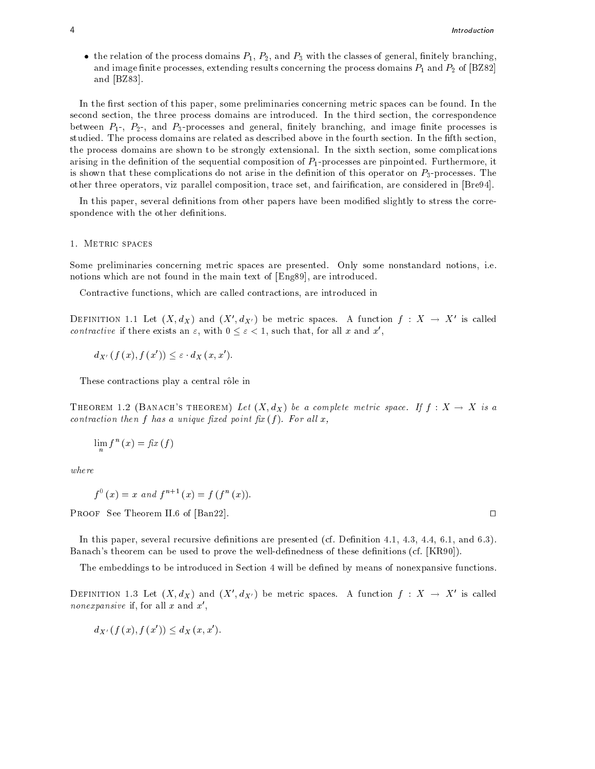- the relation of the process domains $P_1$, $P_2$, and $P_3$ with the classes of general, finitely branching, and image finite processes, extending results concerning the process domains $P_1$ and $P_2$ of [BZ82] and [BZ83].

In the first section of this paper, some preliminaries concerning metric spaces can be found. In the second section, the three process domains are introduced. In the third section, the correspondence between $P_1$-, $P_2$-, and $P_3$-processes and general, finitely branching, and image finite processes is studied. The process domains are related as described above in the fourth section. In the fifth section, the process domains are shown to be strongly extensional. In the sixth section, some complications arising in the definition of the sequential composition of $P_1$-processes are pinpointed. Furthermore, it is shown that these complications do not arise in the definition of this operator on $P_3$-processes. The other three operators, viz parallel composition, trace set, and fairification, are considered in [Bre94].

In this paper, several definitions from other papers have been modified slightly to stress the correspondence with the other definitions.

## 1. Metric spaces

Some preliminaries concerning metric spaces are presented. Only some nonstandard notions, i.e. notions which are not found in the main text of [Eng89], are introduced.

Contractive functions, which are called contractions, are introduced in

Definition 1.1 Let $(X, d_X)$ and $(X', d_{X'})$ be metric spaces. A function $f : X \to X'$ is called *contractive* if there exists an $\varepsilon$, with $0 \leq \varepsilon < 1$, such that, for all $x$ and $x'$,

$$d_{X'}(f(x), f(x')) \leq \varepsilon \cdot d_X(x, x').$$

These contractions play a central rôle in

Theorem 1.2 (Banach's theorem) *Let $(X, d_X)$ be a complete metric space. If $f : X \to X$ is a contraction then $f$ has a unique fixed point $\mathit{fix}(f)$. For all $x$,*

$$\lim_n f^n(x) = \mathit{fix}(f)$$

*where*

$$f^0(x) = x \text{ and } f^{n+1}(x) = f(f^n(x)).$$

Proof See Theorem II.6 of [Ban22]. □

In this paper, several recursive definitions are presented (cf. Definition 4.1, 4.3, 4.4, 6.1, and 6.3). Banach's theorem can be used to prove the well-definedness of these definitions (cf. [KR90]).

The embeddings to be introduced in Section 4 will be defined by means of nonexpansive functions.

Definition 1.3 Let $(X, d_X)$ and $(X', d_{X'})$ be metric spaces. A function $f : X \to X'$ is called *nonexpansive* if, for all $x$ and $x'$,

$$d_{X'}(f(x), f(x')) \leq d_X(x, x').$$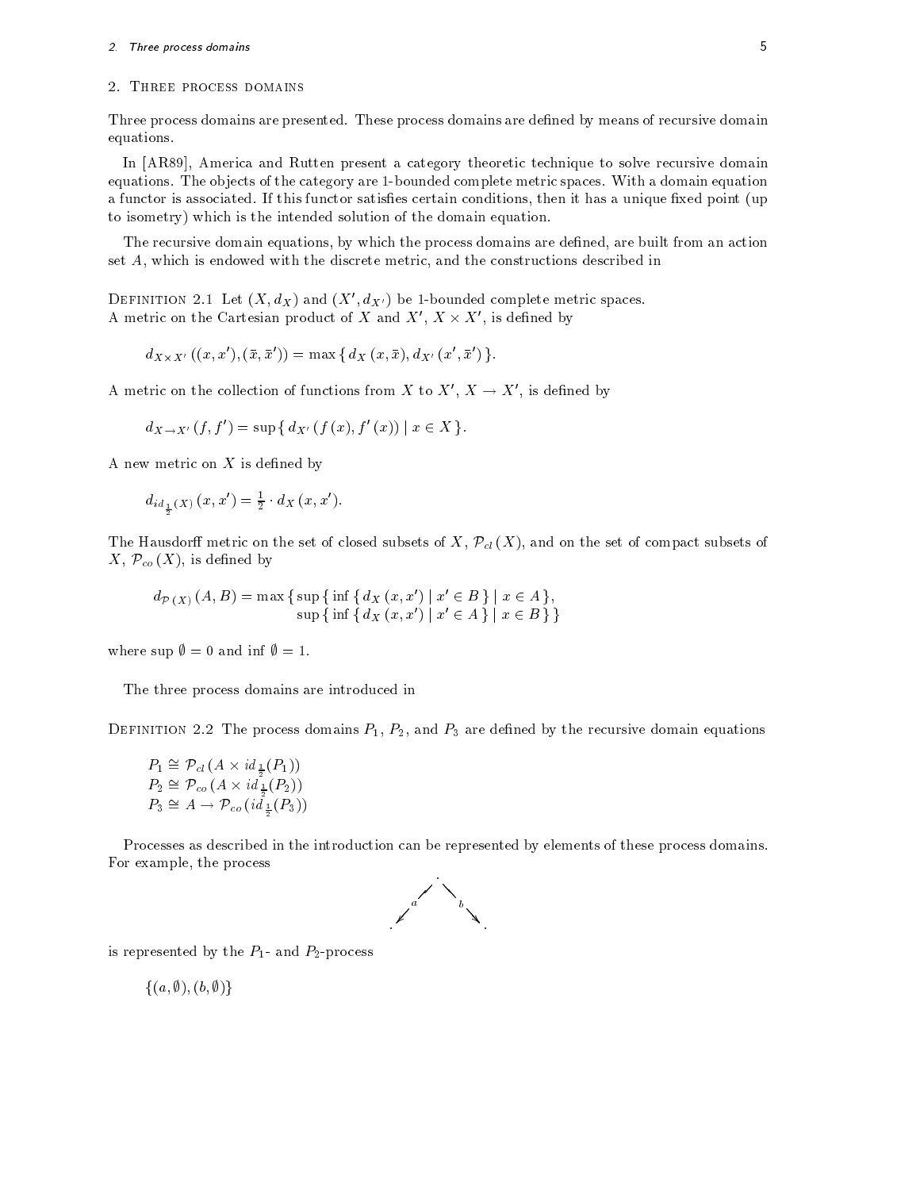## 2. Three process domains

Three process domains are presented. These process domains are defined by means of recursive domain equations.

In [AR89], America and Rutten present a category theoretic technique to solve recursive domain equations. The objects of the category are 1-bounded complete metric spaces. With a domain equation a functor is associated. If this functor satisfies certain conditions, then it has a unique fixed point (up to isometry) which is the intended solution of the domain equation.

The recursive domain equations, by which the process domains are defined, are built from an action set $A$, which is endowed with the discrete metric, and the constructions described in

Definition 2.1 Let $(X, d_X)$ and $(X', d_{X'})$ be 1-bounded complete metric spaces.
A metric on the Cartesian product of $X$ and $X'$, $X \times X'$, is defined by

$$d_{X \times X'}((x, x'), (\bar{x}, \bar{x}')) = \max \{ d_X(x, \bar{x}), d_{X'}(x', \bar{x}') \}.$$

A metric on the collection of functions from $X$ to $X'$, $X \to X'$, is defined by

$$d_{X \to X'}(f, f') = \sup \{ d_{X'}(f(x), f'(x)) \mid x \in X \}.$$

A new metric on $X$ is defined by

$$d_{id_{\frac{1}{2}}(X)}(x, x') = \tfrac{1}{2} \cdot d_X(x, x').$$

The Hausdorff metric on the set of closed subsets of $X$, $\mathcal{P}_{cl}(X)$, and on the set of compact subsets of $X$, $\mathcal{P}_{co}(X)$, is defined by

$$\begin{aligned} d_{\mathcal{P}(X)}(A, B) = \max \{ & \sup \{ \inf \{ d_X(x, x') \mid x' \in B \} \mid x \in A \}, \\ & \sup \{ \inf \{ d_X(x, x') \mid x' \in A \} \mid x \in B \} \} \end{aligned}$$

where $\sup \emptyset = 0$ and $\inf \emptyset = 1$.

The three process domains are introduced in

Definition 2.2 The process domains $P_1$, $P_2$, and $P_3$ are defined by the recursive domain equations

$$\begin{aligned} P_1 &\cong \mathcal{P}_{cl}(A \times id_{\frac{1}{2}}(P_1)) \\ P_2 &\cong \mathcal{P}_{co}(A \times id_{\frac{1}{2}}(P_2)) \\ P_3 &\cong A \to \mathcal{P}_{co}(id_{\frac{1}{2}}(P_3)) \end{aligned}$$

Processes as described in the introduction can be represented by elements of these process domains. For example, the process

$$\cdot \xleftarrow{a} \cdot \xrightarrow{b} \cdot$$

is represented by the $P_1$- and $P_2$-process

$$\{(a, \emptyset), (b, \emptyset)\}$$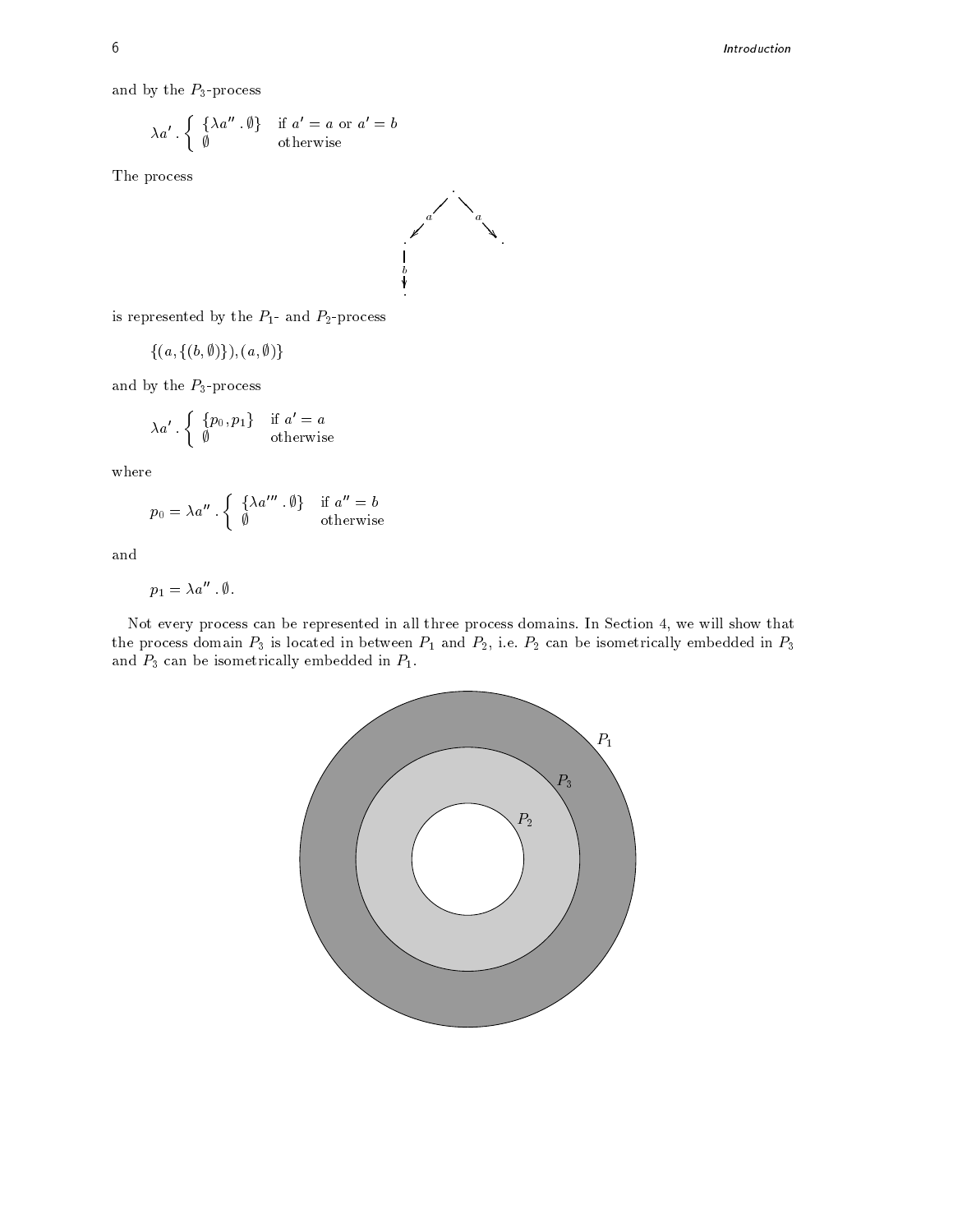and by the $P_3$-process

$$\lambda a' . \begin{cases} \{\lambda a'' . \emptyset\} & \text{if } a' = a \text{ or } a' = b \\ \emptyset & \text{otherwise} \end{cases}$$

The process

is represented by the $P_1$- and $P_2$-process

$$\{(a, \{(b, \emptyset)\}), (a, \emptyset)\}$$

and by the $P_3$-process

$$\lambda a' . \begin{cases} \{p_0, p_1\} & \text{if } a' = a \\ \emptyset & \text{otherwise} \end{cases}$$

where

$$p_0 = \lambda a'' . \begin{cases} \{\lambda a''' . \emptyset\} & \text{if } a'' = b \\ \emptyset & \text{otherwise} \end{cases}$$

and

$$p_1 = \lambda a'' . \emptyset.$$

Not every process can be represented in all three process domains. In Section 4, we will show that the process domain $P_3$ is located in between $P_1$ and $P_2$, i.e. $P_2$ can be isometrically embedded in $P_3$ and $P_3$ can be isometrically embedded in $P_1$.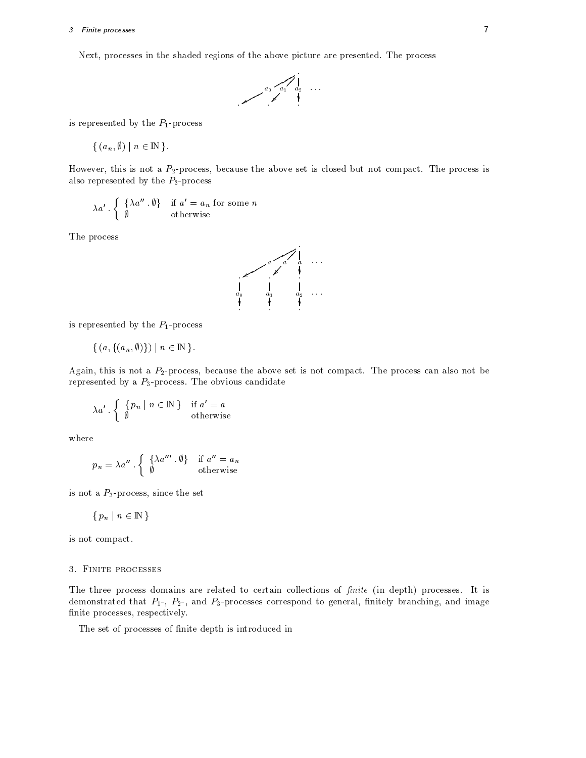Next, processes in the shaded regions of the above picture are presented. The process

is represented by the $P_1$-process

$$\{ (a_n, \emptyset) \mid n \in \mathbb{N} \}.$$

However, this is not a $P_2$-process, because the above set is closed but not compact. The process is also represented by the $P_3$-process

$$\lambda a' . \begin{cases} \{\lambda a'' . \emptyset\} & \text{if } a' = a_n \text{ for some } n \\ \emptyset & \text{otherwise} \end{cases}$$

The process

is represented by the $P_1$-process

$$\{ (a, \{(a_n, \emptyset)\}) \mid n \in \mathbb{N} \}.$$

Again, this is not a $P_2$-process, because the above set is not compact. The process can also not be represented by a $P_3$-process. The obvious candidate

$$\lambda a' . \begin{cases} \{ p_n \mid n \in \mathbb{N} \} & \text{if } a' = a \\ \emptyset & \text{otherwise} \end{cases}$$

where

$$p_n = \lambda a'' . \begin{cases} \{\lambda a''' . \emptyset\} & \text{if } a'' = a_n \\ \emptyset & \text{otherwise} \end{cases}$$

is not a $P_3$-process, since the set

$$\{ p_n \mid n \in \mathbb{N} \}$$

is not compact.

## 3. Finite processes

The three process domains are related to certain collections of *finite* (in depth) processes. It is demonstrated that $P_1$-, $P_2$-, and $P_3$-processes correspond to general, finitely branching, and image finite processes, respectively.

The set of processes of finite depth is introduced in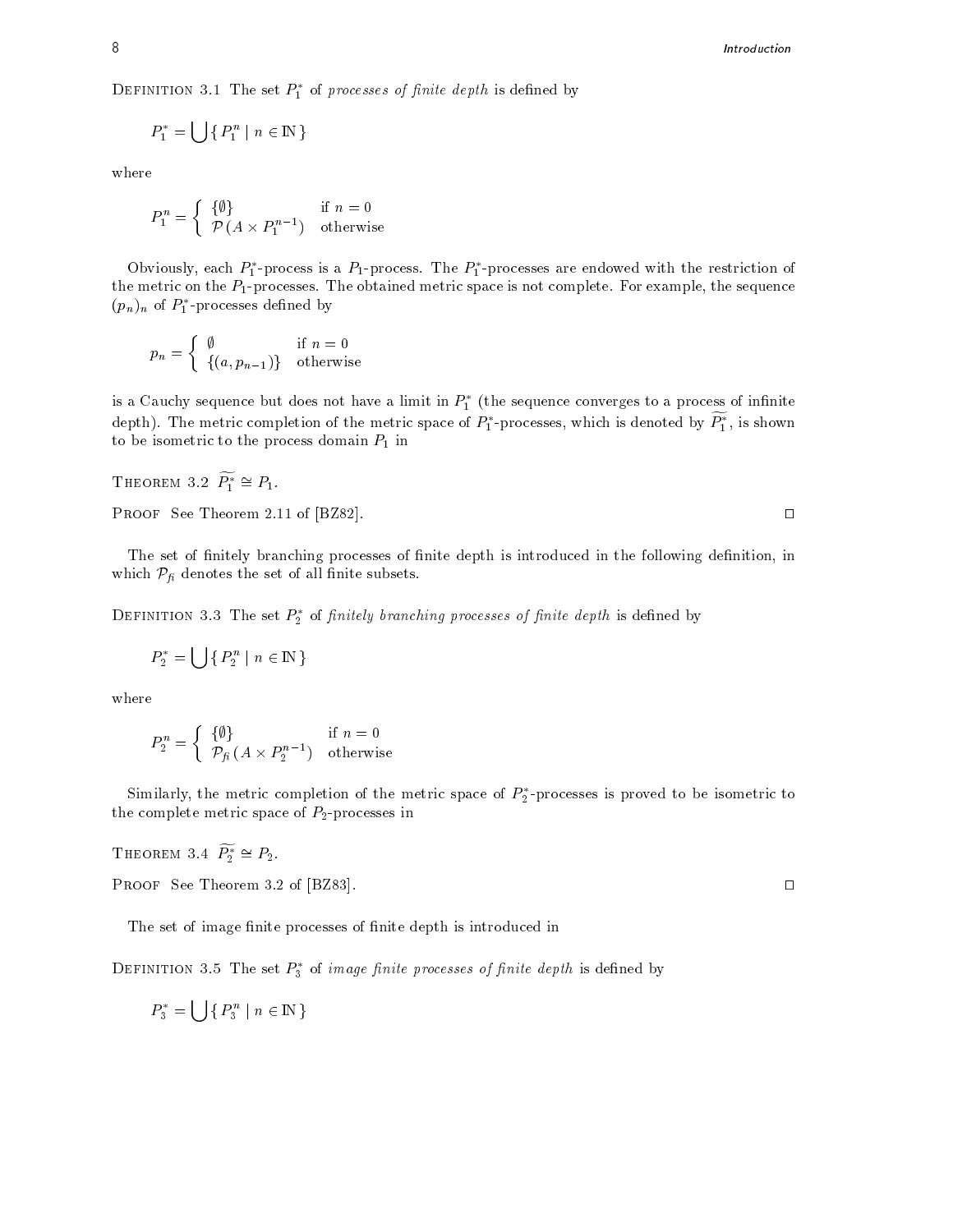Definition 3.1 The set $P_1^*$ of *processes of finite depth* is defined by

$$P_1^* = \bigcup \{ P_1^n \mid n \in \mathbb{N} \}$$

where

$$P_1^n = \begin{cases} \{\emptyset\} & \text{if } n = 0 \\ \mathcal{P}(A \times P_1^{n-1}) & \text{otherwise} \end{cases}$$

Obviously, each $P_1^*$-process is a $P_1$-process. The $P_1^*$-processes are endowed with the restriction of the metric on the $P_1$-processes. The obtained metric space is not complete. For example, the sequence $(p_n)_n$ of $P_1^*$-processes defined by

$$p_n = \begin{cases} \emptyset & \text{if } n = 0 \\ \{(a, p_{n-1})\} & \text{otherwise} \end{cases}$$

is a Cauchy sequence but does not have a limit in $P_1^*$ (the sequence converges to a process of infinite depth). The metric completion of the metric space of $P_1^*$-processes, which is denoted by $\widetilde{P_1^*}$, is shown to be isometric to the process domain $P_1$ in

Theorem 3.2 $\widetilde{P_1^*} \cong P_1$.

Proof See Theorem 2.11 of [BZ82]. □

The set of finitely branching processes of finite depth is introduced in the following definition, in which $\mathcal{P}_{fi}$ denotes the set of all finite subsets.

Definition 3.3 The set $P_2^*$ of *finitely branching processes of finite depth* is defined by

$$P_2^* = \bigcup \{ P_2^n \mid n \in \mathbb{N} \}$$

where

$$P_2^n = \begin{cases} \{\emptyset\} & \text{if } n = 0 \\ \mathcal{P}_{fi}(A \times P_2^{n-1}) & \text{otherwise} \end{cases}$$

Similarly, the metric completion of the metric space of $P_2^*$-processes is proved to be isometric to the complete metric space of $P_2$-processes in

Theorem 3.4 $\widetilde{P_2^*} \cong P_2$.

Proof See Theorem 3.2 of [BZ83]. □

The set of image finite processes of finite depth is introduced in

Definition 3.5 The set $P_3^*$ of *image finite processes of finite depth* is defined by

$$P_3^* = \bigcup \{ P_3^n \mid n \in \mathbb{N} \}$$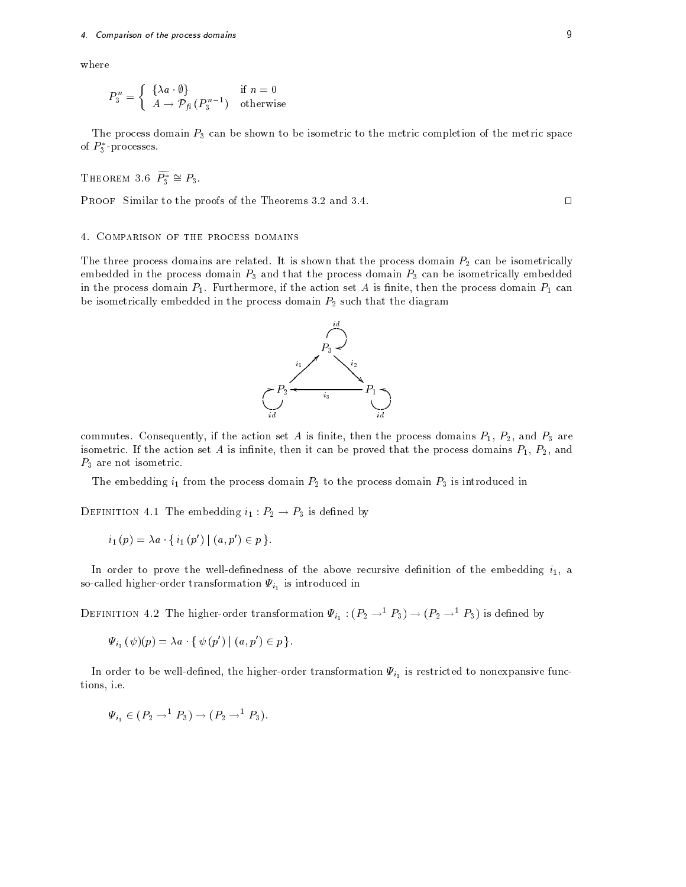where

$$P_3^n = \begin{cases} \{\lambda a \cdot \emptyset\} & \text{if } n = 0 \\ A \to \mathcal{P}_{fi}(P_3^{n-1}) & \text{otherwise} \end{cases}$$

The process domain $P_3$ can be shown to be isometric to the metric completion of the metric space of $P_3^*$-processes.

THEOREM 3.6 $\widetilde{P_3^*} \cong P_3$.

PROOF Similar to the proofs of the Theorems 3.2 and 3.4. □

## 4. Comparison of the process domains

The three process domains are related. It is shown that the process domain $P_2$ can be isometrically embedded in the process domain $P_3$ and that the process domain $P_3$ can be isometrically embedded in the process domain $P_1$. Furthermore, if the action set $A$ is finite, then the process domain $P_1$ can be isometrically embedded in the process domain $P_2$ such that the diagram

$$\begin{array}{ccccc} & & \overset{id}{\circlearrowleft} & & \\ & & P_3 & & \\ & \overset{i_1}{\nearrow} & & \overset{i_2}{\searrow} & \\ \underset{id}{\circlearrowleft} P_2 & & \xleftarrow{\;i_3\;} & & P_1 \underset{id}{\circlearrowright} \end{array}$$

commutes. Consequently, if the action set $A$ is finite, then the process domains $P_1$, $P_2$, and $P_3$ are isometric. If the action set $A$ is infinite, then it can be proved that the process domains $P_1$, $P_2$, and $P_3$ are not isometric.

The embedding $i_1$ from the process domain $P_2$ to the process domain $P_3$ is introduced in

DEFINITION 4.1 The embedding $i_1 : P_2 \to P_3$ is defined by

$$i_1(p) = \lambda a \cdot \{\, i_1(p') \mid (a, p') \in p \,\}.$$

In order to prove the well-definedness of the above recursive definition of the embedding $i_1$, a so-called higher-order transformation $\Psi_{i_1}$ is introduced in

DEFINITION 4.2 The higher-order transformation $\Psi_{i_1} : (P_2 \to^1 P_3) \to (P_2 \to^1 P_3)$ is defined by

$$\Psi_{i_1}(\psi)(p) = \lambda a \cdot \{\, \psi(p') \mid (a, p') \in p \,\}.$$

In order to be well-defined, the higher-order transformation $\Psi_{i_1}$ is restricted to nonexpansive functions, i.e.

$$\Psi_{i_1} \in (P_2 \to^1 P_3) \to (P_2 \to^1 P_3).$$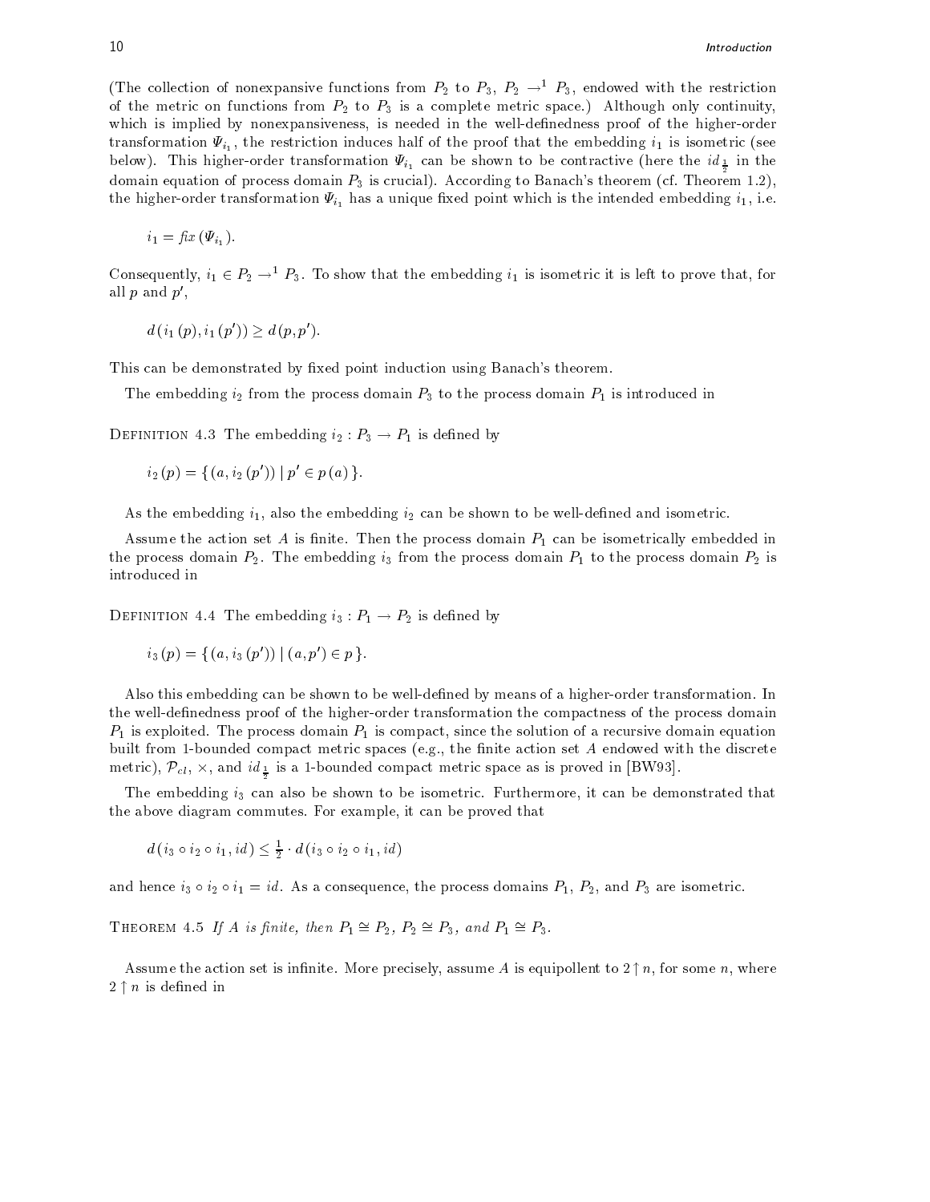(The collection of nonexpansive functions from $P_2$ to $P_3$, $P_2 \to^1 P_3$, endowed with the restriction of the metric on functions from $P_2$ to $P_3$ is a complete metric space.) Although only continuity, which is implied by nonexpansiveness, is needed in the well-definedness proof of the higher-order transformation $\Psi_{i_1}$, the restriction induces half of the proof that the embedding $i_1$ is isometric (see below). This higher-order transformation $\Psi_{i_1}$ can be shown to be contractive (here the $id_{\frac{1}{2}}$ in the domain equation of process domain $P_3$ is crucial). According to Banach's theorem (cf. Theorem 1.2), the higher-order transformation $\Psi_{i_1}$ has a unique fixed point which is the intended embedding $i_1$, i.e.

$$i_1 = \mathit{fix}\,(\Psi_{i_1}).$$

Consequently, $i_1 \in P_2 \to^1 P_3$. To show that the embedding $i_1$ is isometric it is left to prove that, for all $p$ and $p'$,

$$d\,(i_1\,(p), i_1\,(p')) \geq d\,(p, p').$$

This can be demonstrated by fixed point induction using Banach's theorem.

The embedding $i_2$ from the process domain $P_3$ to the process domain $P_1$ is introduced in

Definition 4.3 The embedding $i_2 : P_3 \to P_1$ is defined by

$$i_2\,(p) = \{\,(a, i_2\,(p')) \mid p' \in p\,(a)\,\}.$$

As the embedding $i_1$, also the embedding $i_2$ can be shown to be well-defined and isometric.

Assume the action set $A$ is finite. Then the process domain $P_1$ can be isometrically embedded in the process domain $P_2$. The embedding $i_3$ from the process domain $P_1$ to the process domain $P_2$ is introduced in

Definition 4.4 The embedding $i_3 : P_1 \to P_2$ is defined by

$$i_3\,(p) = \{\,(a, i_3\,(p')) \mid (a, p') \in p\,\}.$$

Also this embedding can be shown to be well-defined by means of a higher-order transformation. In the well-definedness proof of the higher-order transformation the compactness of the process domain $P_1$ is exploited. The process domain $P_1$ is compact, since the solution of a recursive domain equation built from 1-bounded compact metric spaces (e.g., the finite action set $A$ endowed with the discrete metric), $\mathcal{P}_{cl}$, $\times$, and $id_{\frac{1}{2}}$ is a 1-bounded compact metric space as is proved in [BW93].

The embedding $i_3$ can also be shown to be isometric. Furthermore, it can be demonstrated that the above diagram commutes. For example, it can be proved that

$$d\,(i_3 \circ i_2 \circ i_1, id) \leq \tfrac{1}{2} \cdot d\,(i_3 \circ i_2 \circ i_1, id)$$

and hence $i_3 \circ i_2 \circ i_1 = id$. As a consequence, the process domains $P_1$, $P_2$, and $P_3$ are isometric.

Theorem 4.5 *If $A$ is finite, then $P_1 \cong P_2$, $P_2 \cong P_3$, and $P_1 \cong P_3$.*

Assume the action set is infinite. More precisely, assume $A$ is equipollent to $2 \uparrow n$, for some $n$, where $2 \uparrow n$ is defined in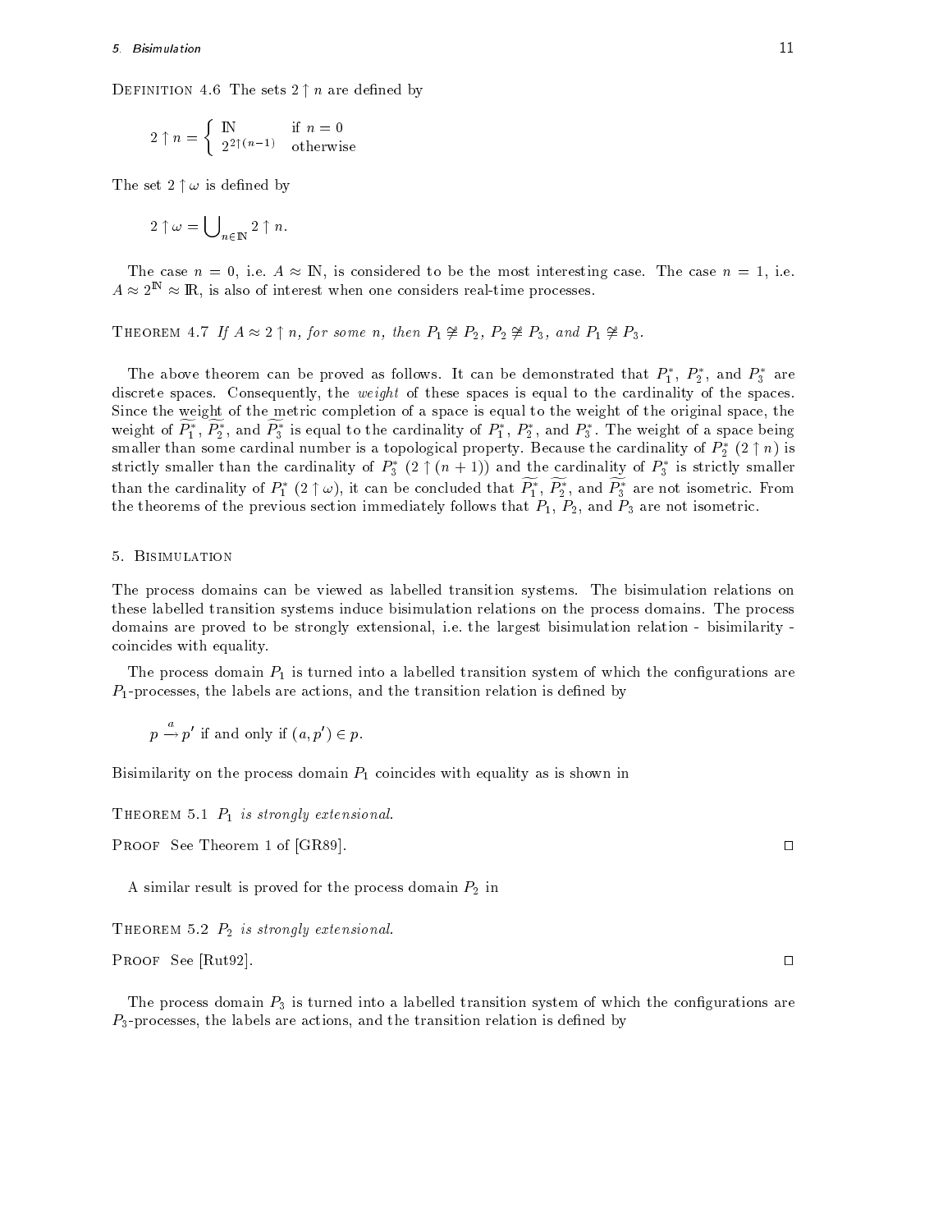Definition 4.6 The sets $2 \uparrow n$ are defined by

$$2 \uparrow n = \begin{cases} \mathbb{N} & \text{if } n = 0 \\ 2^{2 \uparrow (n-1)} & \text{otherwise} \end{cases}$$

The set $2 \uparrow \omega$ is defined by

$$2 \uparrow \omega = \bigcup_{n \in \mathbb{N}} 2 \uparrow n.$$

The case $n = 0$, i.e. $A \approx \mathbb{N}$, is considered to be the most interesting case. The case $n = 1$, i.e. $A \approx 2^{\mathbb{N}} \approx \mathbb{R}$, is also of interest when one considers real-time processes.

Theorem 4.7 *If $A \approx 2 \uparrow n$, for some $n$, then $P_1 \not\cong P_2$, $P_2 \not\cong P_3$, and $P_1 \not\cong P_3$.*

The above theorem can be proved as follows. It can be demonstrated that $P_1^*$, $P_2^*$, and $P_3^*$ are discrete spaces. Consequently, the *weight* of these spaces is equal to the cardinality of the spaces. Since the weight of the metric completion of a space is equal to the weight of the original space, the weight of $\widetilde{P_1^*}$, $\widetilde{P_2^*}$, and $\widetilde{P_3^*}$ is equal to the cardinality of $P_1^*$, $P_2^*$, and $P_3^*$. The weight of a space being smaller than some cardinal number is a topological property. Because the cardinality of $P_2^*$ $(2 \uparrow n)$ is strictly smaller than the cardinality of $P_3^*$ $(2 \uparrow (n+1))$ and the cardinality of $P_3^*$ is strictly smaller than the cardinality of $P_1^*$ $(2 \uparrow \omega)$, it can be concluded that $\widetilde{P_1^*}$, $\widetilde{P_2^*}$, and $\widetilde{P_3^*}$ are not isometric. From the theorems of the previous section immediately follows that $P_1$, $P_2$, and $P_3$ are not isometric.

## 5. Bisimulation

The process domains can be viewed as labelled transition systems. The bisimulation relations on these labelled transition systems induce bisimulation relations on the process domains. The process domains are proved to be strongly extensional, i.e. the largest bisimulation relation - bisimilarity - coincides with equality.

The process domain $P_1$ is turned into a labelled transition system of which the configurations are $P_1$-processes, the labels are actions, and the transition relation is defined by

$$p \xrightarrow{a} p' \text{ if and only if } (a, p') \in p.$$

Bisimilarity on the process domain $P_1$ coincides with equality as is shown in

Theorem 5.1 *$P_1$ is strongly extensional.*

Proof See Theorem 1 of [GR89]. □

A similar result is proved for the process domain $P_2$ in

Theorem 5.2 *$P_2$ is strongly extensional.*

Proof See [Rut92]. □

The process domain $P_3$ is turned into a labelled transition system of which the configurations are $P_3$-processes, the labels are actions, and the transition relation is defined by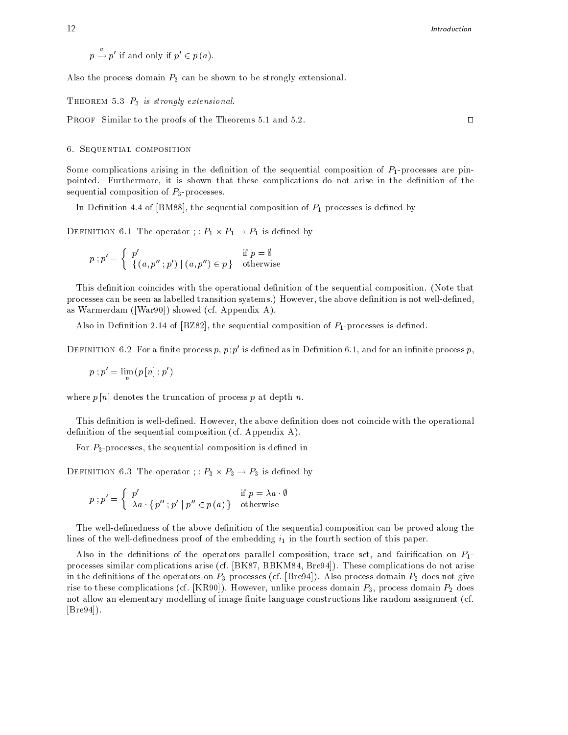$p \xrightarrow{a} p'$ if and only if $p' \in p(a)$.

Also the process domain $P_3$ can be shown to be strongly extensional.

THEOREM 5.3 *$P_3$ is strongly extensional.*

PROOF Similar to the proofs of the Theorems 5.1 and 5.2. □

## 6. Sequential composition

Some complications arising in the definition of the sequential composition of $P_1$-processes are pinpointed. Furthermore, it is shown that these complications do not arise in the definition of the sequential composition of $P_3$-processes.

In Definition 4.4 of [BM88], the sequential composition of $P_1$-processes is defined by

DEFINITION 6.1 The operator $;: P_1 \times P_1 \to P_1$ is defined by

$$p\,; p' = \begin{cases} p' & \text{if } p = \emptyset \\ \{(a, p''\,; p') \mid (a, p'') \in p\} & \text{otherwise} \end{cases}$$

This definition coincides with the operational definition of the sequential composition. (Note that processes can be seen as labelled transition systems.) However, the above definition is not well-defined, as Warmerdam ([War90]) showed (cf. Appendix A).

Also in Definition 2.14 of [BZ82], the sequential composition of $P_1$-processes is defined.

DEFINITION 6.2 For a finite process $p$, $p;p'$ is defined as in Definition 6.1, and for an infinite process $p$,

$$p\,; p' = \lim_n (p[n]\,; p')$$

where $p[n]$ denotes the truncation of process $p$ at depth $n$.

This definition is well-defined. However, the above definition does not coincide with the operational definition of the sequential composition (cf. Appendix A).

For $P_3$-processes, the sequential composition is defined in

DEFINITION 6.3 The operator $;: P_3 \times P_3 \to P_3$ is defined by

$$p\,; p' = \begin{cases} p' & \text{if } p = \lambda a \cdot \emptyset \\ \lambda a \cdot \{\, p''\,; p' \mid p'' \in p(a)\,\} & \text{otherwise} \end{cases}$$

The well-definedness of the above definition of the sequential composition can be proved along the lines of the well-definedness proof of the embedding $i_1$ in the fourth section of this paper.

Also in the definitions of the operators parallel composition, trace set, and fairification on $P_1$-processes similar complications arise (cf. [BK87, BBKM84, Bre94]). These complications do not arise in the definitions of the operators on $P_3$-processes (cf. [Bre94]). Also process domain $P_2$ does not give rise to these complications (cf. [KR90]). However, unlike process domain $P_3$, process domain $P_2$ does not allow an elementary modelling of image finite language constructions like random assignment (cf. [Bre94]).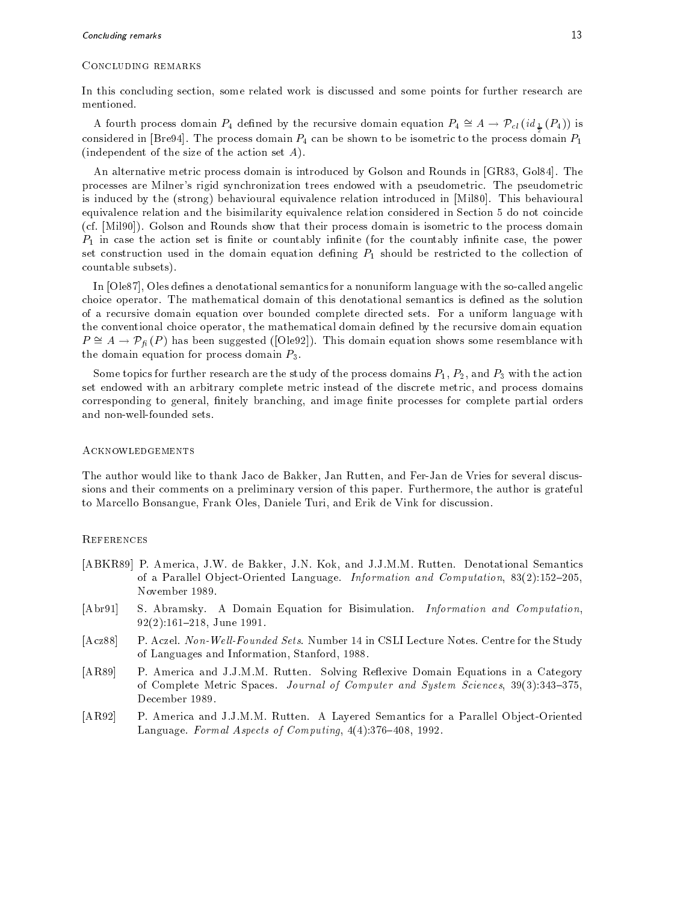## Concluding remarks

In this concluding section, some related work is discussed and some points for further research are mentioned.

A fourth process domain $P_4$ defined by the recursive domain equation $P_4 \cong A \to \mathcal{P}_{cl}(id_{\frac{1}{2}}(P_4))$ is considered in [Bre94]. The process domain $P_4$ can be shown to be isometric to the process domain $P_1$ (independent of the size of the action set $A$).

An alternative metric process domain is introduced by Golson and Rounds in [GR83, Gol84]. The processes are Milner's rigid synchronization trees endowed with a pseudometric. The pseudometric is induced by the (strong) behavioural equivalence relation introduced in [Mil80]. This behavioural equivalence relation and the bisimilarity equivalence relation considered in Section 5 do not coincide (cf. [Mil90]). Golson and Rounds show that their process domain is isometric to the process domain $P_1$ in case the action set is finite or countably infinite (for the countably infinite case, the power set construction used in the domain equation defining $P_1$ should be restricted to the collection of countable subsets).

In [Ole87], Oles defines a denotational semantics for a nonuniform language with the so-called angelic choice operator. The mathematical domain of this denotational semantics is defined as the solution of a recursive domain equation over bounded complete directed sets. For a uniform language with the conventional choice operator, the mathematical domain defined by the recursive domain equation $P \cong A \to \mathcal{P}_{fi}(P)$ has been suggested ([Ole92]). This domain equation shows some resemblance with the domain equation for process domain $P_3$.

Some topics for further research are the study of the process domains $P_1$, $P_2$, and $P_3$ with the action set endowed with an arbitrary complete metric instead of the discrete metric, and process domains corresponding to general, finitely branching, and image finite processes for complete partial orders and non-well-founded sets.

## Acknowledgements

The author would like to thank Jaco de Bakker, Jan Rutten, and Fer-Jan de Vries for several discussions and their comments on a preliminary version of this paper. Furthermore, the author is grateful to Marcello Bonsangue, Frank Oles, Daniele Turi, and Erik de Vink for discussion.

## References

[ABKR89] P. America, J.W. de Bakker, J.N. Kok, and J.J.M.M. Rutten. Denotational Semantics of a Parallel Object-Oriented Language. *Information and Computation*, 83(2):152–205, November 1989.

[Abr91] S. Abramsky. A Domain Equation for Bisimulation. *Information and Computation*, 92(2):161–218, June 1991.

[Acz88] P. Aczel. *Non-Well-Founded Sets*. Number 14 in CSLI Lecture Notes. Centre for the Study of Languages and Information, Stanford, 1988.

[AR89] P. America and J.J.M.M. Rutten. Solving Reflexive Domain Equations in a Category of Complete Metric Spaces. *Journal of Computer and System Sciences*, 39(3):343–375, December 1989.

[AR92] P. America and J.J.M.M. Rutten. A Layered Semantics for a Parallel Object-Oriented Language. *Formal Aspects of Computing*, 4(4):376–408, 1992.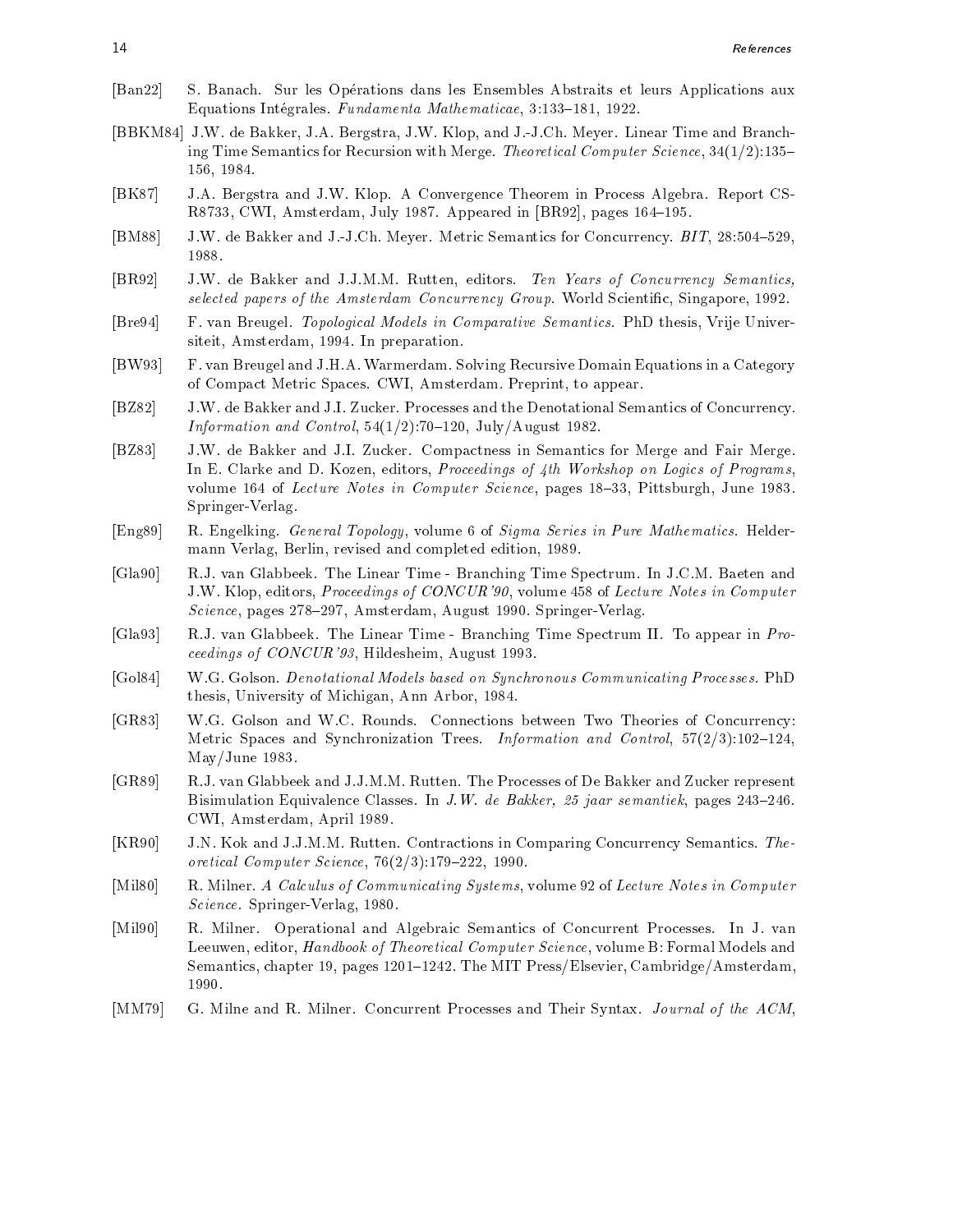- [Ban22] S. Banach. Sur les Opérations dans les Ensembles Abstraits et leurs Applications aux Equations Intégrales. *Fundamenta Mathematicae*, 3:133–181, 1922.
- [BBKM84] J.W. de Bakker, J.A. Bergstra, J.W. Klop, and J.-J.Ch. Meyer. Linear Time and Branching Time Semantics for Recursion with Merge. *Theoretical Computer Science*, 34(1/2):135–156, 1984.
- [BK87] J.A. Bergstra and J.W. Klop. A Convergence Theorem in Process Algebra. Report CS-R8733, CWI, Amsterdam, July 1987. Appeared in [BR92], pages 164–195.
- [BM88] J.W. de Bakker and J.-J.Ch. Meyer. Metric Semantics for Concurrency. *BIT*, 28:504–529, 1988.
- [BR92] J.W. de Bakker and J.J.M.M. Rutten, editors. *Ten Years of Concurrency Semantics, selected papers of the Amsterdam Concurrency Group*. World Scientific, Singapore, 1992.
- [Bre94] F. van Breugel. *Topological Models in Comparative Semantics*. PhD thesis, Vrije Universiteit, Amsterdam, 1994. In preparation.
- [BW93] F. van Breugel and J.H.A. Warmerdam. Solving Recursive Domain Equations in a Category of Compact Metric Spaces. CWI, Amsterdam. Preprint, to appear.
- [BZ82] J.W. de Bakker and J.I. Zucker. Processes and the Denotational Semantics of Concurrency. *Information and Control*, 54(1/2):70–120, July/August 1982.
- [BZ83] J.W. de Bakker and J.I. Zucker. Compactness in Semantics for Merge and Fair Merge. In E. Clarke and D. Kozen, editors, *Proceedings of 4th Workshop on Logics of Programs*, volume 164 of *Lecture Notes in Computer Science*, pages 18–33, Pittsburgh, June 1983. Springer-Verlag.
- [Eng89] R. Engelking. *General Topology*, volume 6 of *Sigma Series in Pure Mathematics*. Heldermann Verlag, Berlin, revised and completed edition, 1989.
- [Gla90] R.J. van Glabbeek. The Linear Time - Branching Time Spectrum. In J.C.M. Baeten and J.W. Klop, editors, *Proceedings of CONCUR'90*, volume 458 of *Lecture Notes in Computer Science*, pages 278–297, Amsterdam, August 1990. Springer-Verlag.
- [Gla93] R.J. van Glabbeek. The Linear Time - Branching Time Spectrum II. To appear in *Proceedings of CONCUR'93*, Hildesheim, August 1993.
- [Gol84] W.G. Golson. *Denotational Models based on Synchronous Communicating Processes*. PhD thesis, University of Michigan, Ann Arbor, 1984.
- [GR83] W.G. Golson and W.C. Rounds. Connections between Two Theories of Concurrency: Metric Spaces and Synchronization Trees. *Information and Control*, 57(2/3):102–124, May/June 1983.
- [GR89] R.J. van Glabbeek and J.J.M.M. Rutten. The Processes of De Bakker and Zucker represent Bisimulation Equivalence Classes. In *J.W. de Bakker, 25 jaar semantiek*, pages 243–246. CWI, Amsterdam, April 1989.
- [KR90] J.N. Kok and J.J.M.M. Rutten. Contractions in Comparing Concurrency Semantics. *Theoretical Computer Science*, 76(2/3):179–222, 1990.
- [Mil80] R. Milner. *A Calculus of Communicating Systems*, volume 92 of *Lecture Notes in Computer Science*. Springer-Verlag, 1980.
- [Mil90] R. Milner. Operational and Algebraic Semantics of Concurrent Processes. In J. van Leeuwen, editor, *Handbook of Theoretical Computer Science*, volume B: Formal Models and Semantics, chapter 19, pages 1201–1242. The MIT Press/Elsevier, Cambridge/Amsterdam, 1990.
- [MM79] G. Milne and R. Milner. Concurrent Processes and Their Syntax. *Journal of the ACM*,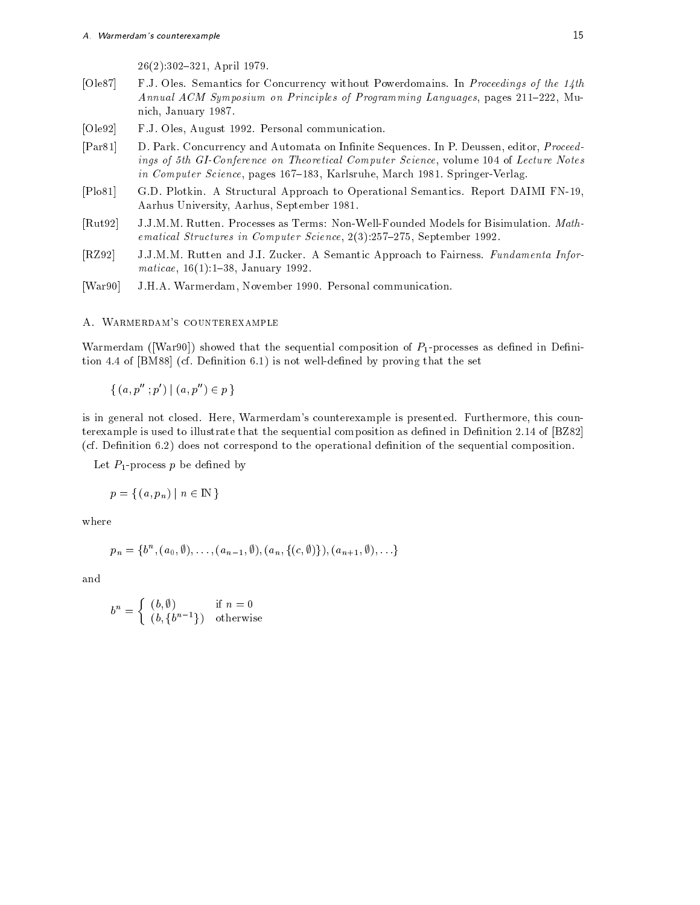26(2):302–321, April 1979.

[Ole87] F.J. Oles. Semantics for Concurrency without Powerdomains. In *Proceedings of the 14th Annual ACM Symposium on Principles of Programming Languages*, pages 211–222, Munich, January 1987.

[Ole92] F.J. Oles, August 1992. Personal communication.

[Par81] D. Park. Concurrency and Automata on Infinite Sequences. In P. Deussen, editor, *Proceedings of 5th GI-Conference on Theoretical Computer Science*, volume 104 of *Lecture Notes in Computer Science*, pages 167–183, Karlsruhe, March 1981. Springer-Verlag.

[Plo81] G.D. Plotkin. A Structural Approach to Operational Semantics. Report DAIMI FN-19, Aarhus University, Aarhus, September 1981.

[Rut92] J.J.M.M. Rutten. Processes as Terms: Non-Well-Founded Models for Bisimulation. *Mathematical Structures in Computer Science*, 2(3):257–275, September 1992.

[RZ92] J.J.M.M. Rutten and J.I. Zucker. A Semantic Approach to Fairness. *Fundamenta Informaticae*, 16(1):1–38, January 1992.

[War90] J.H.A. Warmerdam, November 1990. Personal communication.

## A. Warmerdam's counterexample

Warmerdam ([War90]) showed that the sequential composition of $P_1$-processes as defined in Definition 4.4 of [BM88] (cf. Definition 6.1) is not well-defined by proving that the set

$$\{ (a, p'' ; p') \mid (a, p'') \in p \}$$

is in general not closed. Here, Warmerdam's counterexample is presented. Furthermore, this counterexample is used to illustrate that the sequential composition as defined in Definition 2.14 of [BZ82] (cf. Definition 6.2) does not correspond to the operational definition of the sequential composition.

Let $P_1$-process $p$ be defined by

$$p = \{ (a, p_n) \mid n \in \mathbb{N} \}$$

where

$$p_n = \{b^n, (a_0, \emptyset), \ldots, (a_{n-1}, \emptyset), (a_n, \{(c, \emptyset)\}), (a_{n+1}, \emptyset), \ldots\}$$

and

$$b^n = \begin{cases} (b, \emptyset) & \text{if } n = 0 \\ (b, \{b^{n-1}\}) & \text{otherwise} \end{cases}$$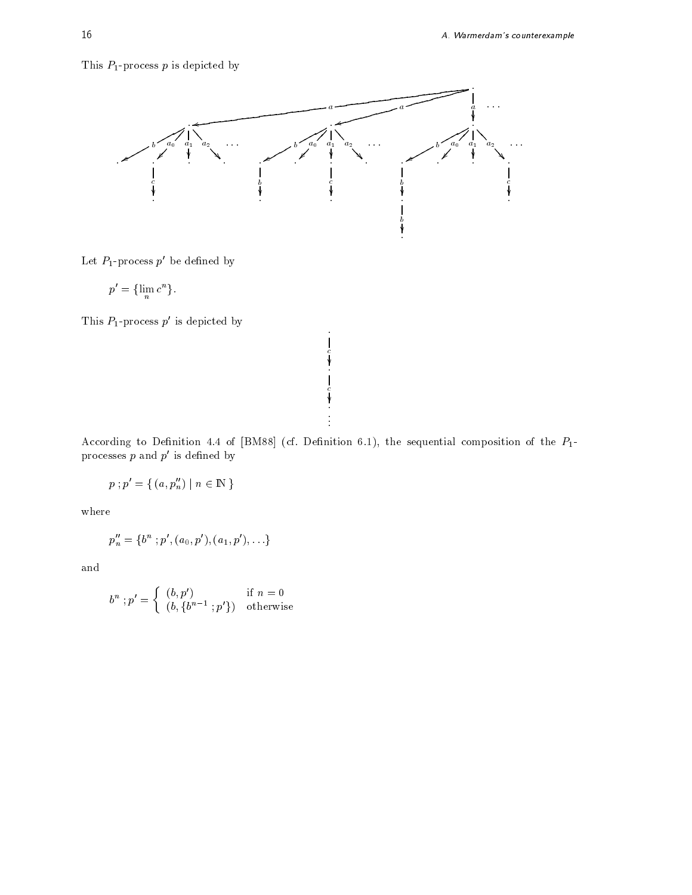This $P_1$-process $p$ is depicted by

Let $P_1$-process $p'$ be defined by

$$p' = \{\lim_n c^n\}.$$

This $P_1$-process $p'$ is depicted by

According to Definition 4.4 of [BM88] (cf. Definition 6.1), the sequential composition of the $P_1$-processes $p$ and $p'$ is defined by

$$p \,; p' = \{\, (a, p''_n) \mid n \in \mathbb{N} \,\}$$

where

$$p''_n = \{b^n \,; p', (a_0, p'), (a_1, p'), \ldots\}$$

and

$$b^n \,; p' = \begin{cases} (b, p') & \text{if } n = 0 \\ (b, \{b^{n-1} \,; p'\}) & \text{otherwise} \end{cases}$$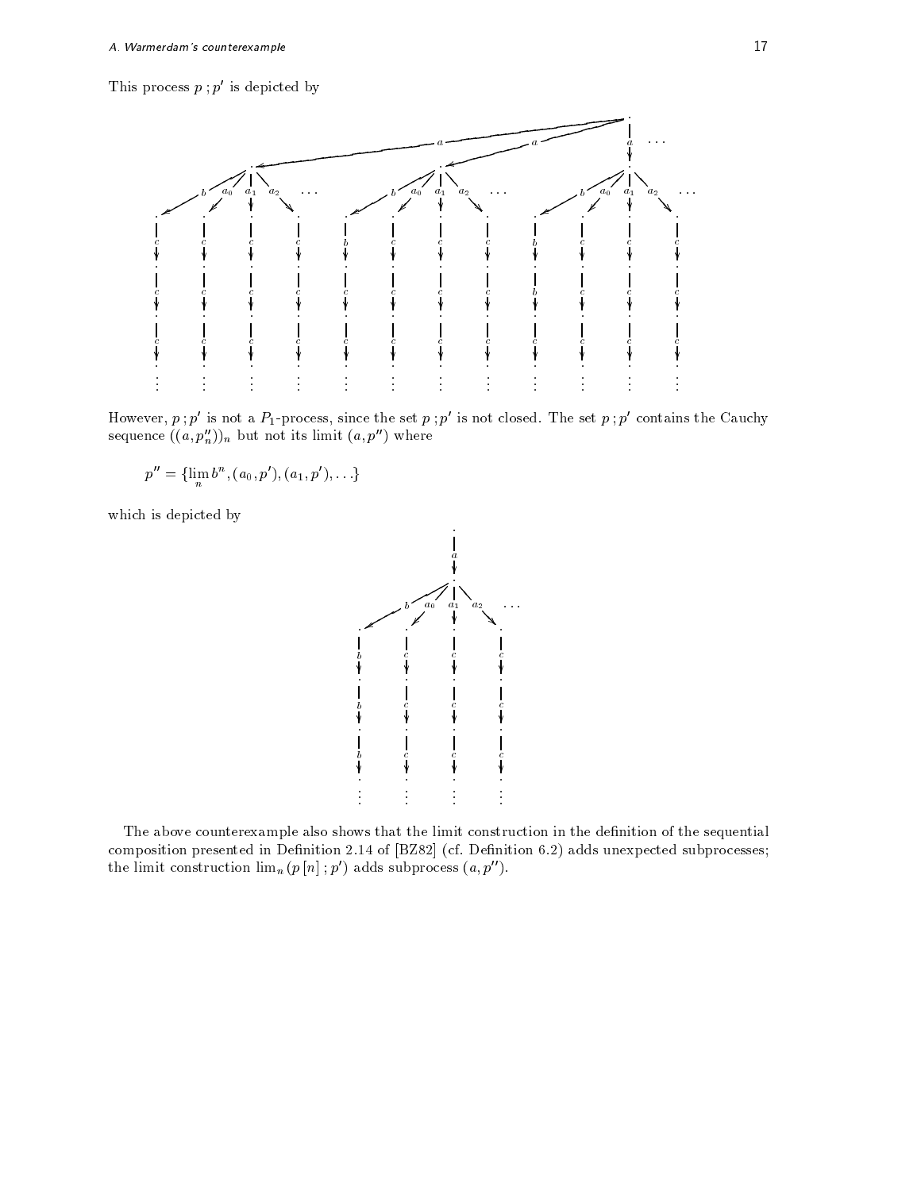This process $p\,;p'$ is depicted by

However, $p\,;p'$ is not a $P_1$-process, since the set $p\,;p'$ is not closed. The set $p\,;p'$ contains the Cauchy sequence $((a, p''_n))_n$ but not its limit $(a, p'')$ where

$$p'' = \{\lim_n b^n, (a_0, p'), (a_1, p'), \ldots\}$$

which is depicted by

The above counterexample also shows that the limit construction in the definition of the sequential composition presented in Definition 2.14 of [BZ82] (cf. Definition 6.2) adds unexpected subprocesses; the limit construction $\lim_n (p\,[n]\,;p')$ adds subprocess $(a, p'')$.